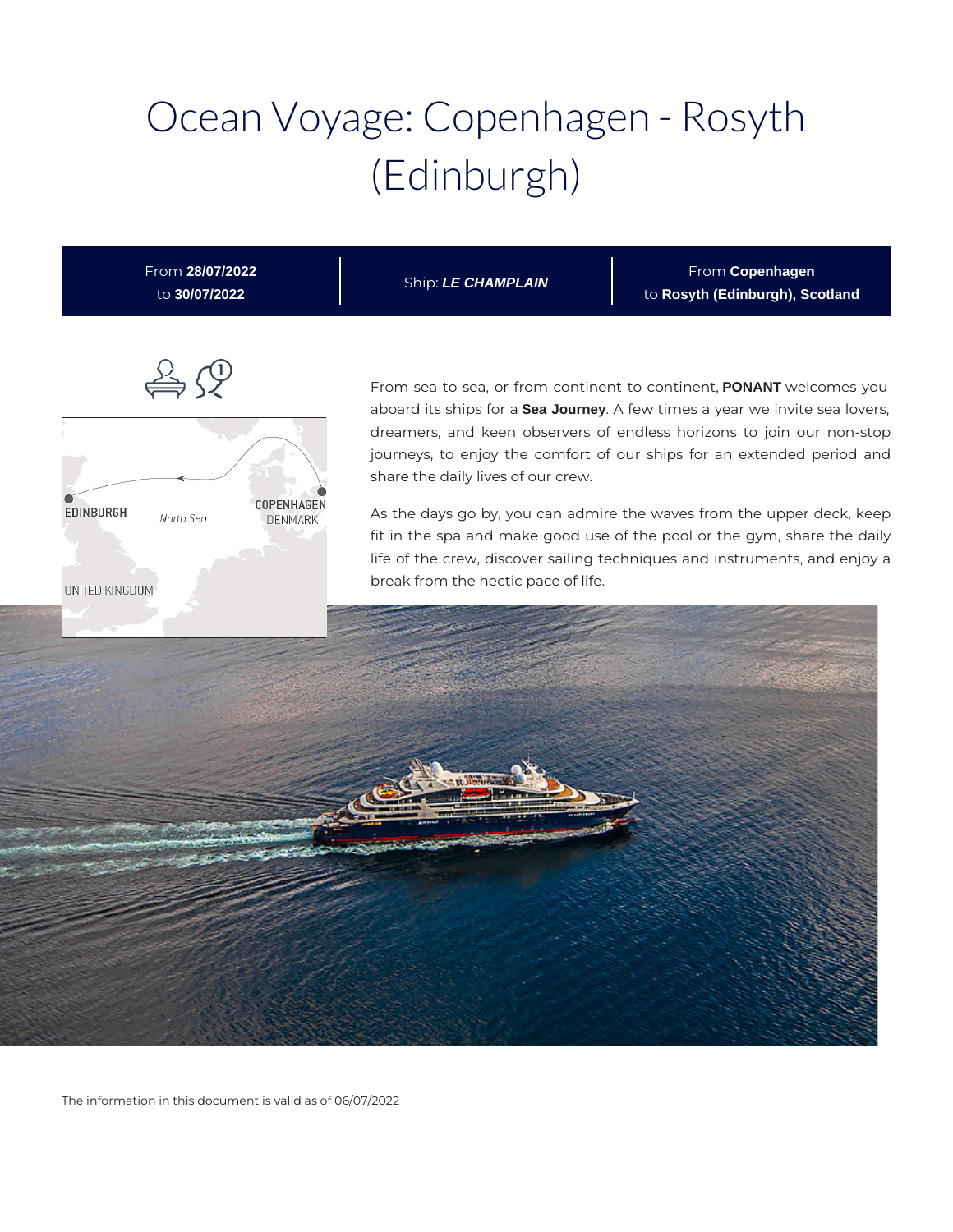# Ocean Voyage: Copenhagen - Rosyth (Edinburgh)

| From **28/07/2022** to **30/07/2022** | Ship: ***LE CHAMPLAIN*** | From **Copenhagen** to **Rosyth (Edinburgh), Scotland** |
|---|---|---|

From sea to sea, or from continent to continent, **PONANT** welcomes you aboard its ships for a **Sea Journey**. A few times a year we invite sea lovers, dreamers, and keen observers of endless horizons to join our non-stop journeys, to enjoy the comfort of our ships for an extended period and share the daily lives of our crew.

As the days go by, you can admire the waves from the upper deck, keep fit in the spa and make good use of the pool or the gym, share the daily life of the crew, discover sailing techniques and instruments, and enjoy a break from the hectic pace of life.

The information in this document is valid as of 06/07/2022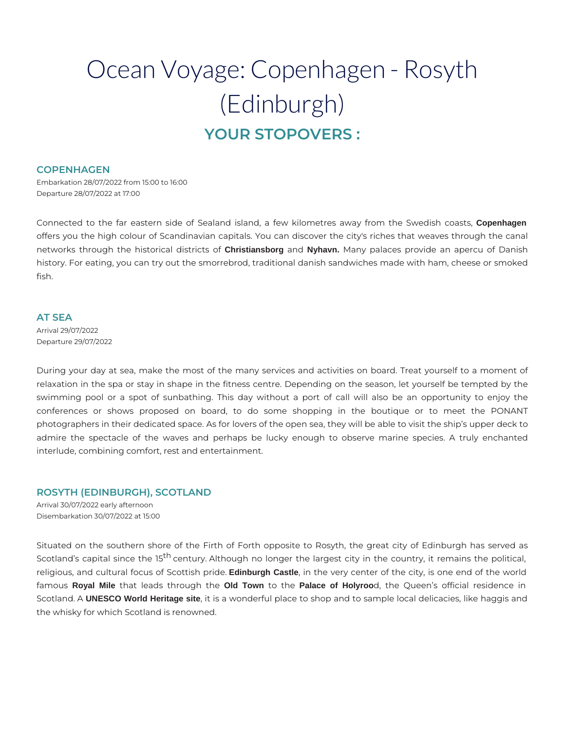# Ocean Voyage: Copenhagen - Rosyth (Edinburgh)

## YOUR STOPOVERS :

### COPENHAGEN

Embarkation 28/07/2022 from 15:00 to 16:00
Departure 28/07/2022 at 17:00

Connected to the far eastern side of Sealand island, a few kilometres away from the Swedish coasts, **Copenhagen** offers you the high colour of Scandinavian capitals. You can discover the city's riches that weaves through the canal networks through the historical districts of **Christiansborg** and **Nyhavn.** Many palaces provide an apercu of Danish history. For eating, you can try out the smorrebrod, traditional danish sandwiches made with ham, cheese or smoked fish.

### AT SEA

Arrival 29/07/2022
Departure 29/07/2022

During your day at sea, make the most of the many services and activities on board. Treat yourself to a moment of relaxation in the spa or stay in shape in the fitness centre. Depending on the season, let yourself be tempted by the swimming pool or a spot of sunbathing. This day without a port of call will also be an opportunity to enjoy the conferences or shows proposed on board, to do some shopping in the boutique or to meet the PONANT photographers in their dedicated space. As for lovers of the open sea, they will be able to visit the ship's upper deck to admire the spectacle of the waves and perhaps be lucky enough to observe marine species. A truly enchanted interlude, combining comfort, rest and entertainment.

### ROSYTH (EDINBURGH), SCOTLAND

Arrival 30/07/2022 early afternoon
Disembarkation 30/07/2022 at 15:00

Situated on the southern shore of the Firth of Forth opposite to Rosyth, the great city of Edinburgh has served as Scotland's capital since the 15th century. Although no longer the largest city in the country, it remains the political, religious, and cultural focus of Scottish pride. **Edinburgh Castle**, in the very center of the city, is one end of the world famous **Royal Mile** that leads through the **Old Town** to the **Palace of Holyroo**d, the Queen's official residence in Scotland. A **UNESCO World Heritage site**, it is a wonderful place to shop and to sample local delicacies, like haggis and the whisky for which Scotland is renowned.